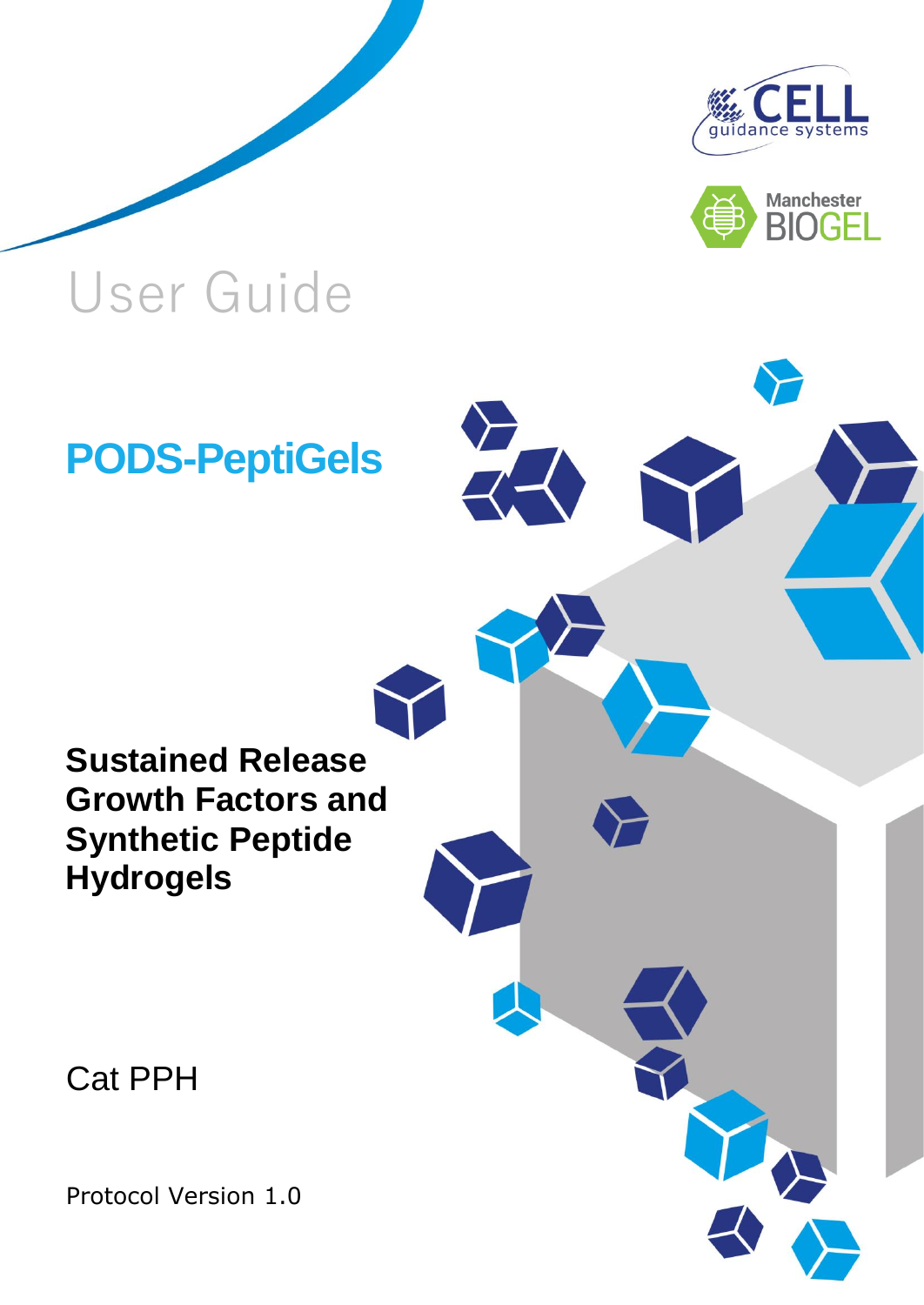User Guide

# PODS-PeptiGels

## Sustained Release Growth Factors and Synthetic Peptide Hydrogels

Cat PPH

Protocol Version 1.0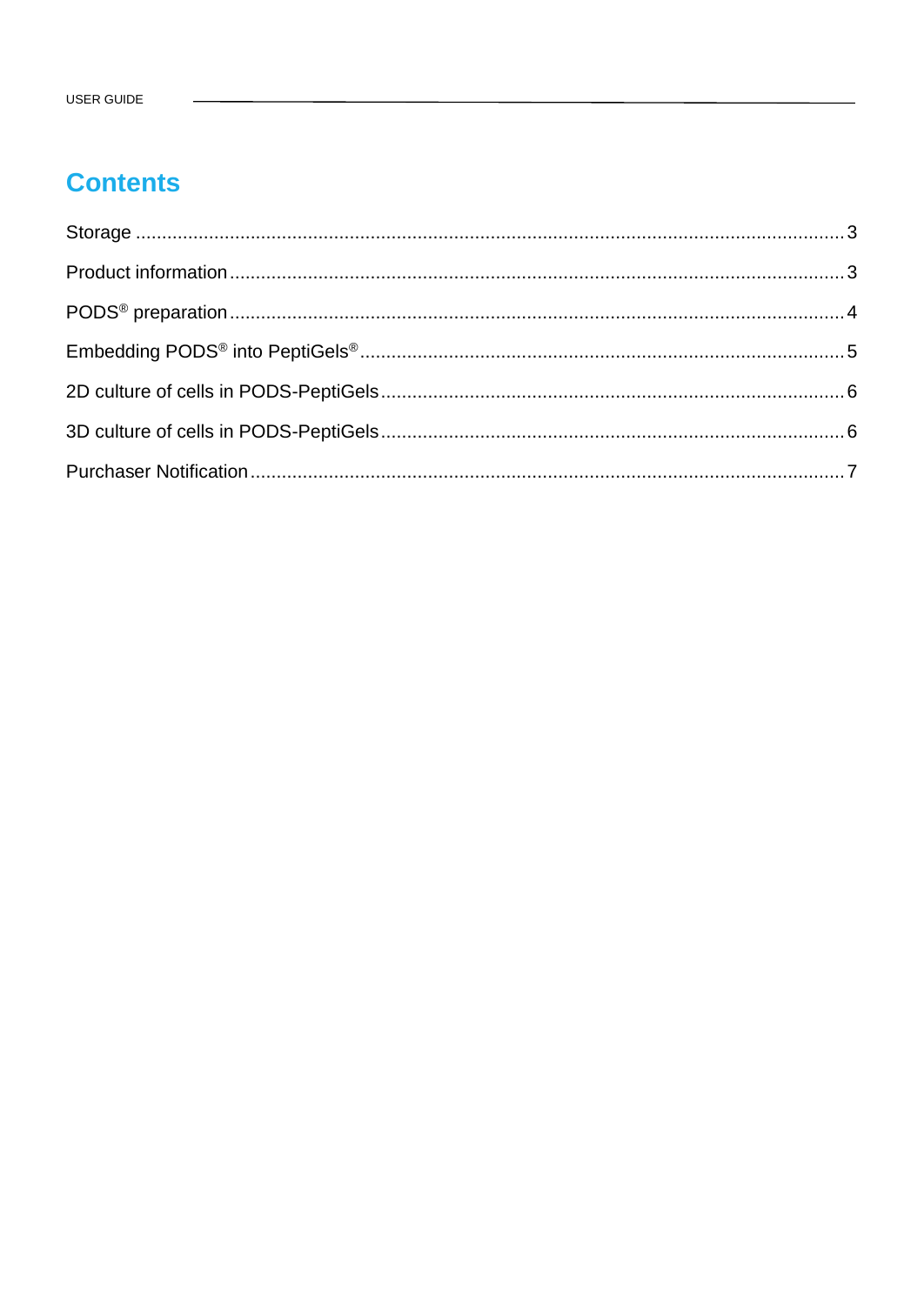# Contents

Storage .......... 3

Product information .......... 3

PODS® preparation .......... 4

Embedding PODS® into PeptiGels® .......... 5

2D culture of cells in PODS-PeptiGels .......... 6

3D culture of cells in PODS-PeptiGels .......... 6

Purchaser Notification .......... 7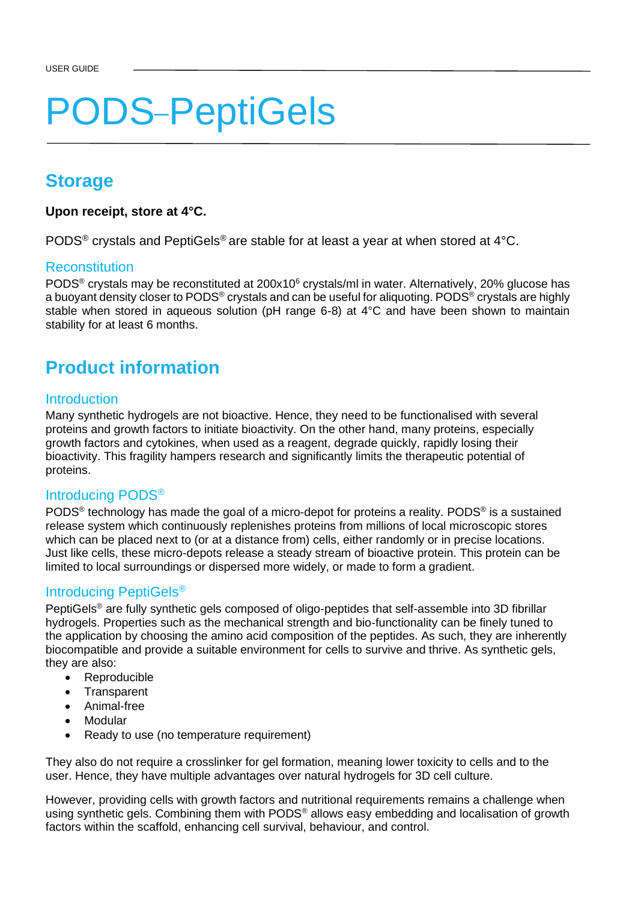USER GUIDE

# PODS-PeptiGels

## Storage

**Upon receipt, store at 4°C.**

PODS® crystals and PeptiGels® are stable for at least a year at when stored at 4°C.

### Reconstitution

PODS® crystals may be reconstituted at 200x10$^6$ crystals/ml in water. Alternatively, 20% glucose has a buoyant density closer to PODS® crystals and can be useful for aliquoting. PODS® crystals are highly stable when stored in aqueous solution (pH range 6-8) at 4°C and have been shown to maintain stability for at least 6 months.

## Product information

### Introduction

Many synthetic hydrogels are not bioactive. Hence, they need to be functionalised with several proteins and growth factors to initiate bioactivity. On the other hand, many proteins, especially growth factors and cytokines, when used as a reagent, degrade quickly, rapidly losing their bioactivity. This fragility hampers research and significantly limits the therapeutic potential of proteins.

### Introducing PODS®

PODS® technology has made the goal of a micro-depot for proteins a reality. PODS® is a sustained release system which continuously replenishes proteins from millions of local microscopic stores which can be placed next to (or at a distance from) cells, either randomly or in precise locations. Just like cells, these micro-depots release a steady stream of bioactive protein. This protein can be limited to local surroundings or dispersed more widely, or made to form a gradient.

### Introducing PeptiGels®

PeptiGels® are fully synthetic gels composed of oligo-peptides that self-assemble into 3D fibrillar hydrogels. Properties such as the mechanical strength and bio-functionality can be finely tuned to the application by choosing the amino acid composition of the peptides. As such, they are inherently biocompatible and provide a suitable environment for cells to survive and thrive. As synthetic gels, they are also:

- Reproducible
- Transparent
- Animal-free
- Modular
- Ready to use (no temperature requirement)

They also do not require a crosslinker for gel formation, meaning lower toxicity to cells and to the user. Hence, they have multiple advantages over natural hydrogels for 3D cell culture.

However, providing cells with growth factors and nutritional requirements remains a challenge when using synthetic gels. Combining them with PODS® allows easy embedding and localisation of growth factors within the scaffold, enhancing cell survival, behaviour, and control.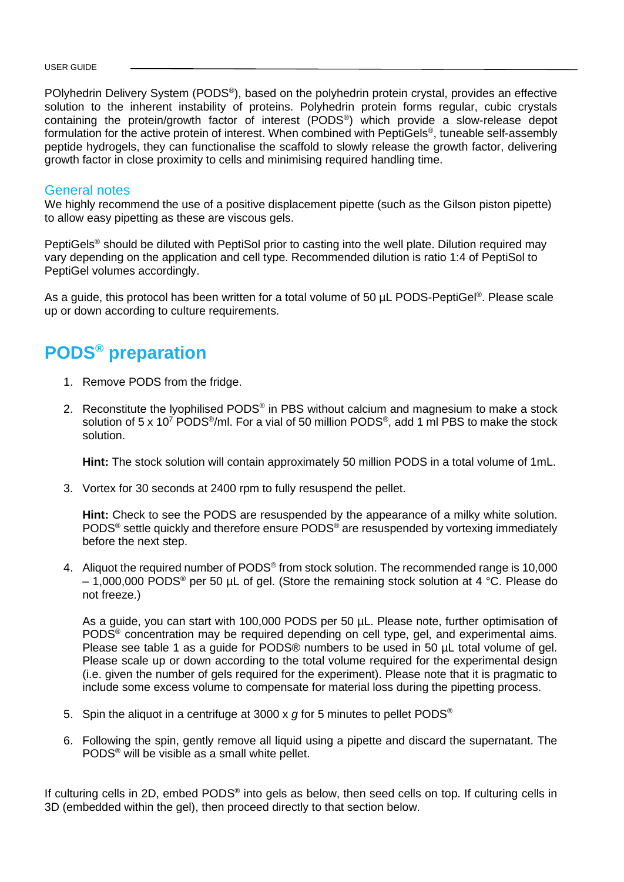POlyhedrin Delivery System (PODS®), based on the polyhedrin protein crystal, provides an effective solution to the inherent instability of proteins. Polyhedrin protein forms regular, cubic crystals containing the protein/growth factor of interest (PODS®) which provide a slow-release depot formulation for the active protein of interest. When combined with PeptiGels®, tuneable self-assembly peptide hydrogels, they can functionalise the scaffold to slowly release the growth factor, delivering growth factor in close proximity to cells and minimising required handling time.

## General notes

We highly recommend the use of a positive displacement pipette (such as the Gilson piston pipette) to allow easy pipetting as these are viscous gels.

PeptiGels® should be diluted with PeptiSol prior to casting into the well plate. Dilution required may vary depending on the application and cell type. Recommended dilution is ratio 1:4 of PeptiSol to PeptiGel volumes accordingly.

As a guide, this protocol has been written for a total volume of 50 µL PODS-PeptiGel®. Please scale up or down according to culture requirements.

# PODS® preparation

1. Remove PODS from the fridge.

2. Reconstitute the lyophilised PODS® in PBS without calcium and magnesium to make a stock solution of $5 \times 10^7$ PODS®/ml. For a vial of 50 million PODS®, add 1 ml PBS to make the stock solution.

   **Hint:** The stock solution will contain approximately 50 million PODS in a total volume of 1mL.

3. Vortex for 30 seconds at 2400 rpm to fully resuspend the pellet.

   **Hint:** Check to see the PODS are resuspended by the appearance of a milky white solution. PODS® settle quickly and therefore ensure PODS® are resuspended by vortexing immediately before the next step.

4. Aliquot the required number of PODS® from stock solution. The recommended range is 10,000 – 1,000,000 PODS® per 50 µL of gel. (Store the remaining stock solution at 4 °C. Please do not freeze.)

   As a guide, you can start with 100,000 PODS per 50 µL. Please note, further optimisation of PODS® concentration may be required depending on cell type, gel, and experimental aims. Please see table 1 as a guide for PODS® numbers to be used in 50 µL total volume of gel. Please scale up or down according to the total volume required for the experimental design (i.e. given the number of gels required for the experiment). Please note that it is pragmatic to include some excess volume to compensate for material loss during the pipetting process.

5. Spin the aliquot in a centrifuge at 3000 x *g* for 5 minutes to pellet PODS®

6. Following the spin, gently remove all liquid using a pipette and discard the supernatant. The PODS® will be visible as a small white pellet.

If culturing cells in 2D, embed PODS® into gels as below, then seed cells on top. If culturing cells in 3D (embedded within the gel), then proceed directly to that section below.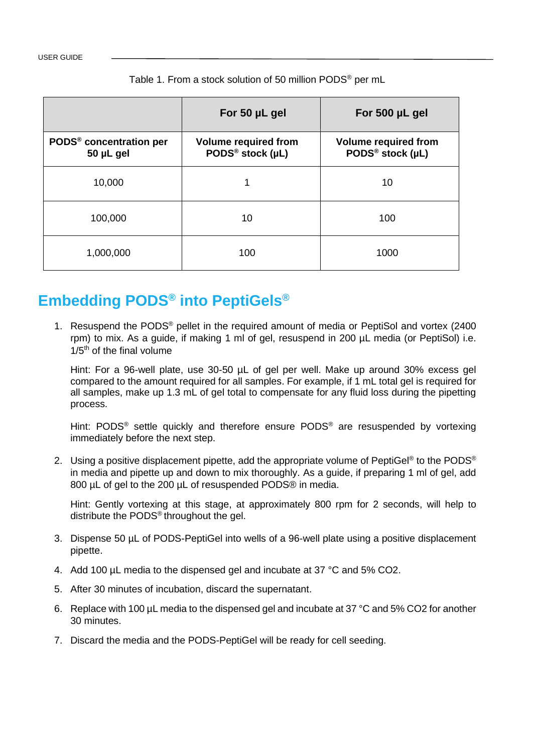Table 1. From a stock solution of 50 million PODS® per mL

| | For 50 µL gel | For 500 µL gel |
|---|---|---|
| **PODS® concentration per 50 µL gel** | **Volume required from PODS® stock (µL)** | **Volume required from PODS® stock (µL)** |
| 10,000 | 1 | 10 |
| 100,000 | 10 | 100 |
| 1,000,000 | 100 | 1000 |

## Embedding PODS® into PeptiGels®

1. Resuspend the PODS® pellet in the required amount of media or PeptiSol and vortex (2400 rpm) to mix. As a guide, if making 1 ml of gel, resuspend in 200 µL media (or PeptiSol) i.e. 1/5th of the final volume

   Hint: For a 96-well plate, use 30-50 µL of gel per well. Make up around 30% excess gel compared to the amount required for all samples. For example, if 1 mL total gel is required for all samples, make up 1.3 mL of gel total to compensate for any fluid loss during the pipetting process.

   Hint: PODS® settle quickly and therefore ensure PODS® are resuspended by vortexing immediately before the next step.

2. Using a positive displacement pipette, add the appropriate volume of PeptiGel® to the PODS® in media and pipette up and down to mix thoroughly. As a guide, if preparing 1 ml of gel, add 800 µL of gel to the 200 µL of resuspended PODS® in media.

   Hint: Gently vortexing at this stage, at approximately 800 rpm for 2 seconds, will help to distribute the PODS® throughout the gel.

3. Dispense 50 µL of PODS-PeptiGel into wells of a 96-well plate using a positive displacement pipette.
4. Add 100 µL media to the dispensed gel and incubate at 37 °C and 5% $CO_2$.
5. After 30 minutes of incubation, discard the supernatant.
6. Replace with 100 µL media to the dispensed gel and incubate at 37 °C and 5% $CO_2$ for another 30 minutes.
7. Discard the media and the PODS-PeptiGel will be ready for cell seeding.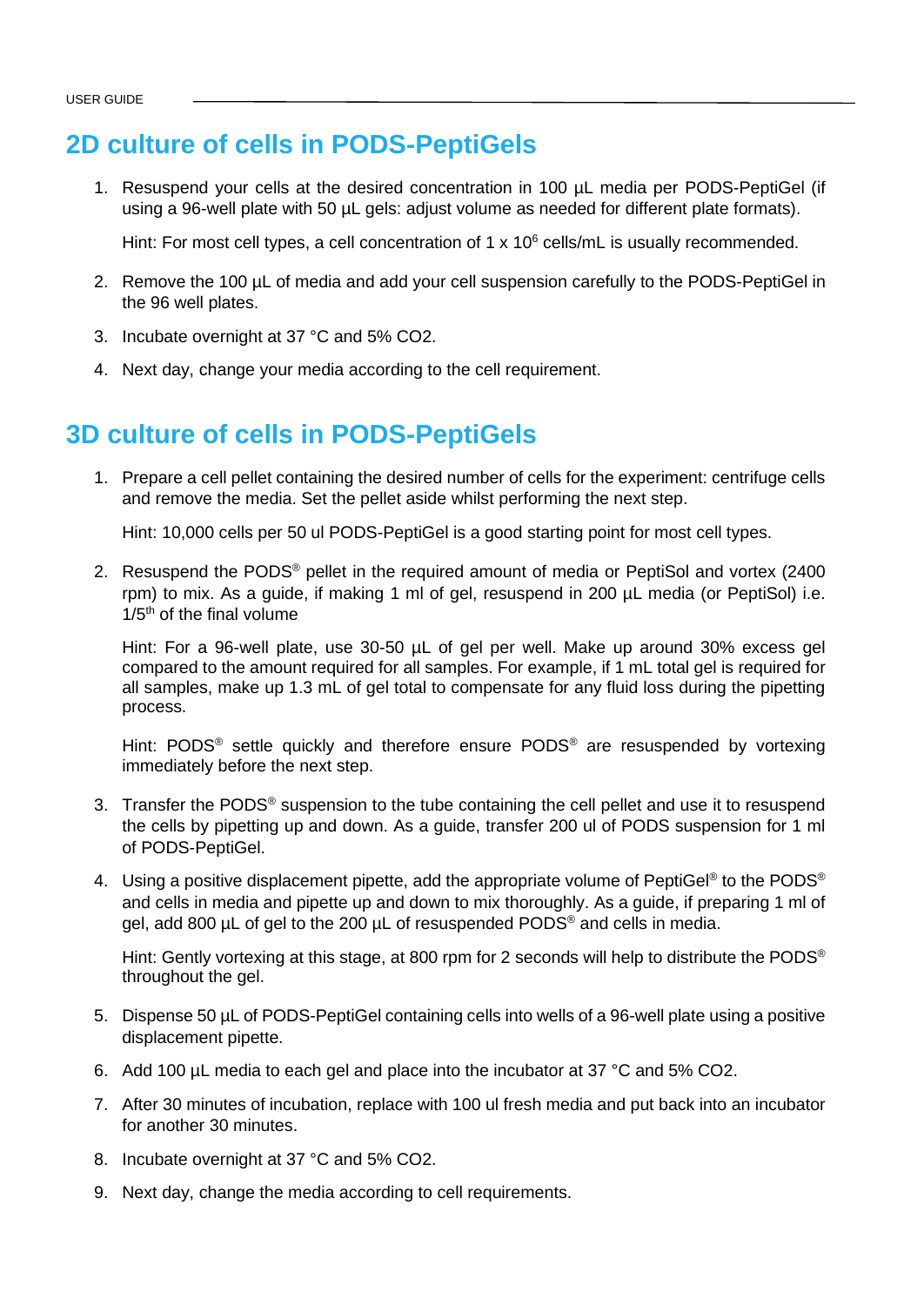## 2D culture of cells in PODS-PeptiGels

1. Resuspend your cells at the desired concentration in 100 µL media per PODS-PeptiGel (if using a 96-well plate with 50 µL gels: adjust volume as needed for different plate formats).

   Hint: For most cell types, a cell concentration of $1 \times 10^6$ cells/mL is usually recommended.

2. Remove the 100 µL of media and add your cell suspension carefully to the PODS-PeptiGel in the 96 well plates.
3. Incubate overnight at 37 °C and 5% $CO_2$.
4. Next day, change your media according to the cell requirement.

## 3D culture of cells in PODS-PeptiGels

1. Prepare a cell pellet containing the desired number of cells for the experiment: centrifuge cells and remove the media. Set the pellet aside whilst performing the next step.

   Hint: 10,000 cells per 50 ul PODS-PeptiGel is a good starting point for most cell types.

2. Resuspend the PODS® pellet in the required amount of media or PeptiSol and vortex (2400 rpm) to mix. As a guide, if making 1 ml of gel, resuspend in 200 µL media (or PeptiSol) i.e. 1/5th of the final volume

   Hint: For a 96-well plate, use 30-50 µL of gel per well. Make up around 30% excess gel compared to the amount required for all samples. For example, if 1 mL total gel is required for all samples, make up 1.3 mL of gel total to compensate for any fluid loss during the pipetting process.

   Hint: PODS® settle quickly and therefore ensure PODS® are resuspended by vortexing immediately before the next step.

3. Transfer the PODS® suspension to the tube containing the cell pellet and use it to resuspend the cells by pipetting up and down. As a guide, transfer 200 ul of PODS suspension for 1 ml of PODS-PeptiGel.
4. Using a positive displacement pipette, add the appropriate volume of PeptiGel® to the PODS® and cells in media and pipette up and down to mix thoroughly. As a guide, if preparing 1 ml of gel, add 800 µL of gel to the 200 µL of resuspended PODS® and cells in media.

   Hint: Gently vortexing at this stage, at 800 rpm for 2 seconds will help to distribute the PODS® throughout the gel.

5. Dispense 50 µL of PODS-PeptiGel containing cells into wells of a 96-well plate using a positive displacement pipette.
6. Add 100 µL media to each gel and place into the incubator at 37 °C and 5% $CO_2$.
7. After 30 minutes of incubation, replace with 100 ul fresh media and put back into an incubator for another 30 minutes.
8. Incubate overnight at 37 °C and 5% $CO_2$.
9. Next day, change the media according to cell requirements.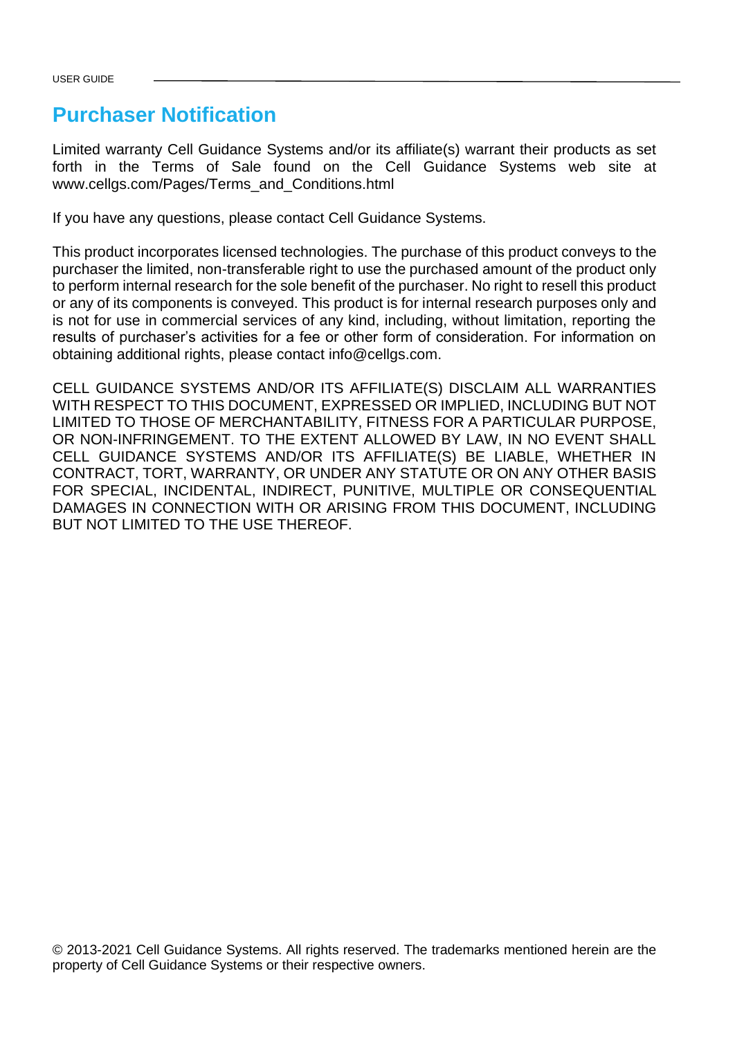## Purchaser Notification

Limited warranty Cell Guidance Systems and/or its affiliate(s) warrant their products as set forth in the Terms of Sale found on the Cell Guidance Systems web site at www.cellgs.com/Pages/Terms_and_Conditions.html

If you have any questions, please contact Cell Guidance Systems.

This product incorporates licensed technologies. The purchase of this product conveys to the purchaser the limited, non-transferable right to use the purchased amount of the product only to perform internal research for the sole benefit of the purchaser. No right to resell this product or any of its components is conveyed. This product is for internal research purposes only and is not for use in commercial services of any kind, including, without limitation, reporting the results of purchaser's activities for a fee or other form of consideration. For information on obtaining additional rights, please contact info@cellgs.com.

CELL GUIDANCE SYSTEMS AND/OR ITS AFFILIATE(S) DISCLAIM ALL WARRANTIES WITH RESPECT TO THIS DOCUMENT, EXPRESSED OR IMPLIED, INCLUDING BUT NOT LIMITED TO THOSE OF MERCHANTABILITY, FITNESS FOR A PARTICULAR PURPOSE, OR NON-INFRINGEMENT. TO THE EXTENT ALLOWED BY LAW, IN NO EVENT SHALL CELL GUIDANCE SYSTEMS AND/OR ITS AFFILIATE(S) BE LIABLE, WHETHER IN CONTRACT, TORT, WARRANTY, OR UNDER ANY STATUTE OR ON ANY OTHER BASIS FOR SPECIAL, INCIDENTAL, INDIRECT, PUNITIVE, MULTIPLE OR CONSEQUENTIAL DAMAGES IN CONNECTION WITH OR ARISING FROM THIS DOCUMENT, INCLUDING BUT NOT LIMITED TO THE USE THEREOF.

© 2013-2021 Cell Guidance Systems. All rights reserved. The trademarks mentioned herein are the property of Cell Guidance Systems or their respective owners.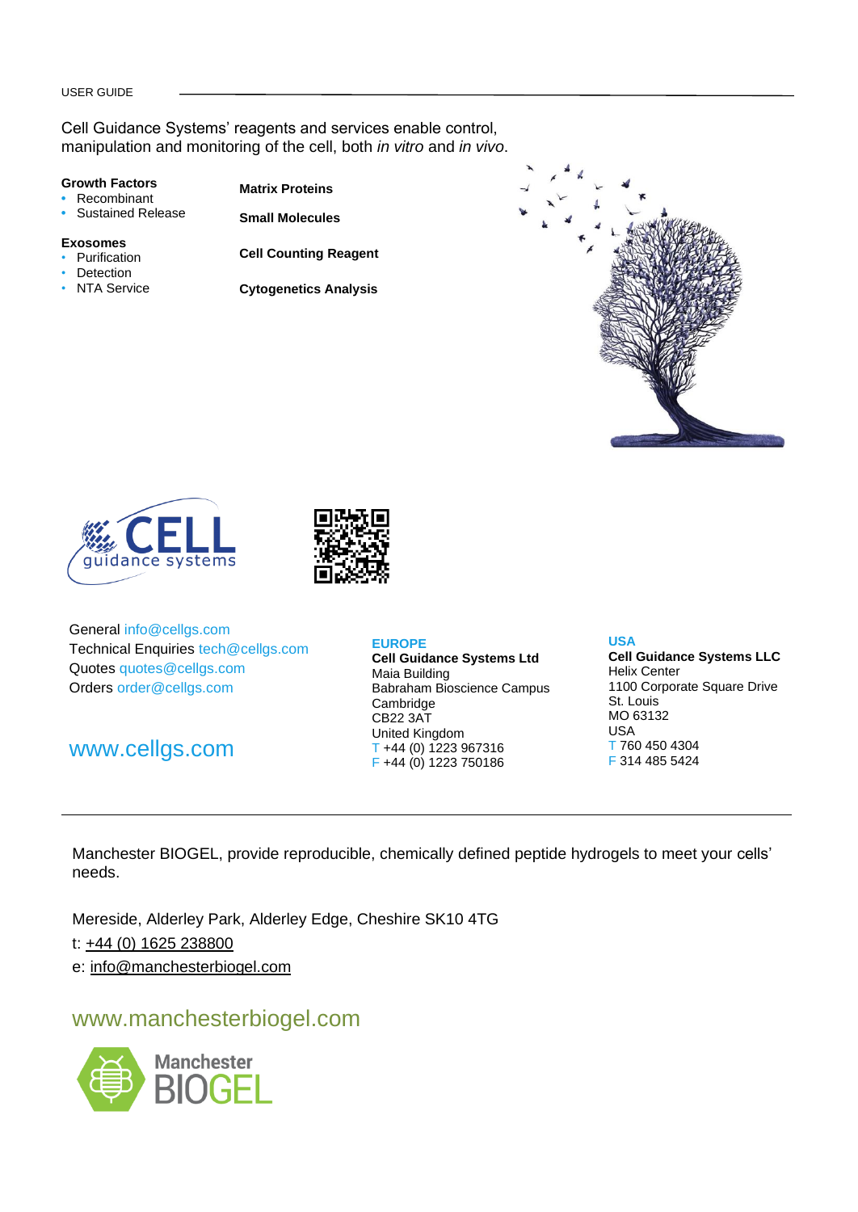USER GUIDE

Cell Guidance Systems' reagents and services enable control, manipulation and monitoring of the cell, both *in vitro* and *in vivo*.

**Growth Factors**
- Recombinant
- Sustained Release

**Exosomes**
- Purification
- Detection
- NTA Service

**Matrix Proteins**

**Small Molecules**

**Cell Counting Reagent**

**Cytogenetics Analysis**

General info@cellgs.com
Technical Enquiries tech@cellgs.com
Quotes quotes@cellgs.com
Orders order@cellgs.com

www.cellgs.com

**EUROPE**
**Cell Guidance Systems Ltd**
Maia Building
Babraham Bioscience Campus
Cambridge
CB22 3AT
United Kingdom
T +44 (0) 1223 967316
F +44 (0) 1223 750186

**USA**
**Cell Guidance Systems LLC**
Helix Center
1100 Corporate Square Drive
St. Louis
MO 63132
USA
T 760 450 4304
F 314 485 5424

---

Manchester BIOGEL, provide reproducible, chemically defined peptide hydrogels to meet your cells' needs.

Mereside, Alderley Park, Alderley Edge, Cheshire SK10 4TG
t: +44 (0) 1625 238800
e: info@manchesterbiogel.com

www.manchesterbiogel.com

Manchester BIOGEL